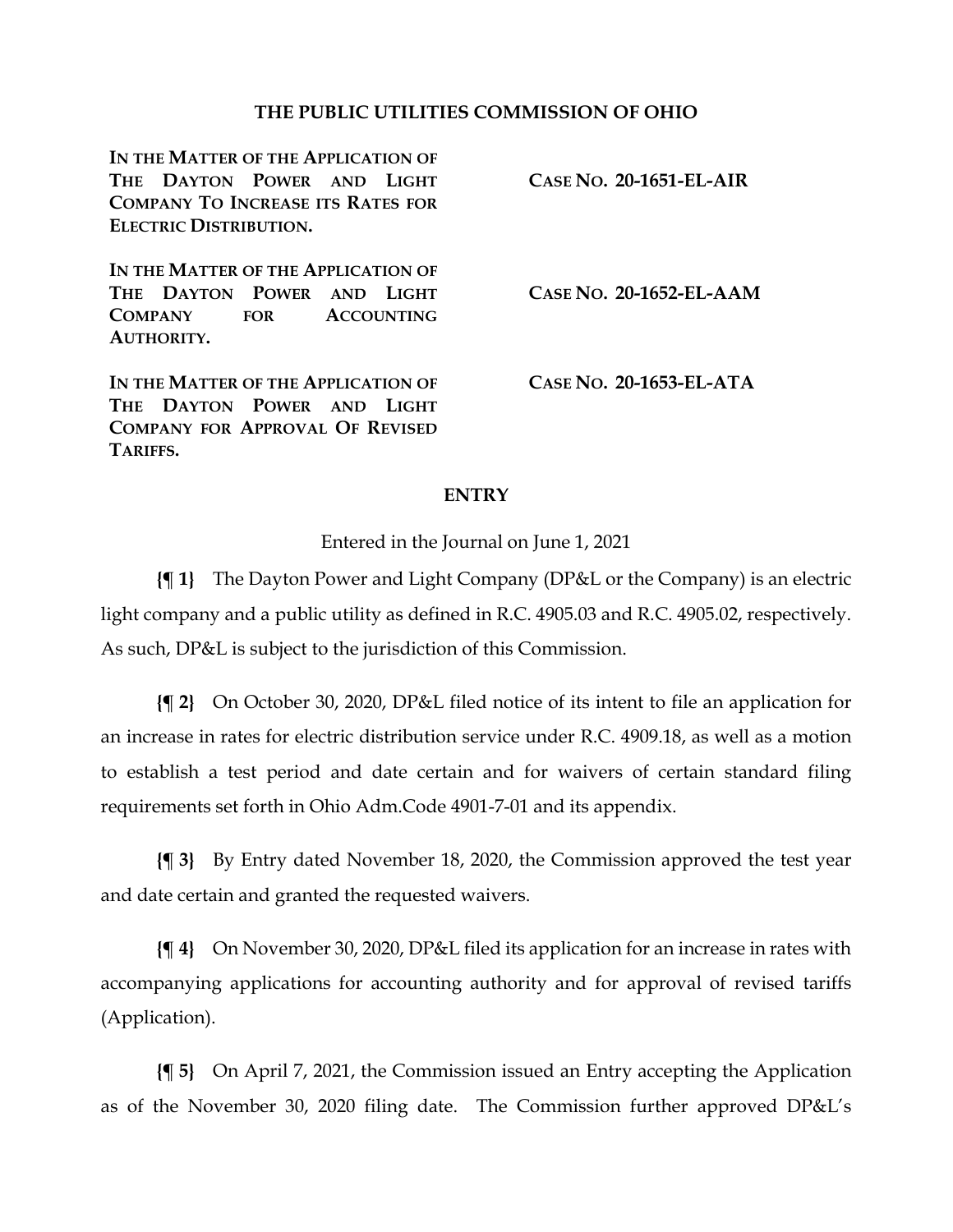# THE PUBLIC UTILITIES COMMISSION OF OHIO

| | |
|---|---|
| **IN THE MATTER OF THE APPLICATION OF THE DAYTON POWER AND LIGHT COMPANY TO INCREASE ITS RATES FOR ELECTRIC DISTRIBUTION.** | **CASE NO. 20-1651-EL-AIR** |
| **IN THE MATTER OF THE APPLICATION OF THE DAYTON POWER AND LIGHT COMPANY FOR ACCOUNTING AUTHORITY.** | **CASE NO. 20-1652-EL-AAM** |
| **IN THE MATTER OF THE APPLICATION OF THE DAYTON POWER AND LIGHT COMPANY FOR APPROVAL OF REVISED TARIFFS.** | **CASE NO. 20-1653-EL-ATA** |

## ENTRY

Entered in the Journal on June 1, 2021

**{¶ 1}** The Dayton Power and Light Company (DP&L or the Company) is an electric light company and a public utility as defined in R.C. 4905.03 and R.C. 4905.02, respectively. As such, DP&L is subject to the jurisdiction of this Commission.

**{¶ 2}** On October 30, 2020, DP&L filed notice of its intent to file an application for an increase in rates for electric distribution service under R.C. 4909.18, as well as a motion to establish a test period and date certain and for waivers of certain standard filing requirements set forth in Ohio Adm.Code 4901-7-01 and its appendix.

**{¶ 3}** By Entry dated November 18, 2020, the Commission approved the test year and date certain and granted the requested waivers.

**{¶ 4}** On November 30, 2020, DP&L filed its application for an increase in rates with accompanying applications for accounting authority and for approval of revised tariffs (Application).

**{¶ 5}** On April 7, 2021, the Commission issued an Entry accepting the Application as of the November 30, 2020 filing date. The Commission further approved DP&L's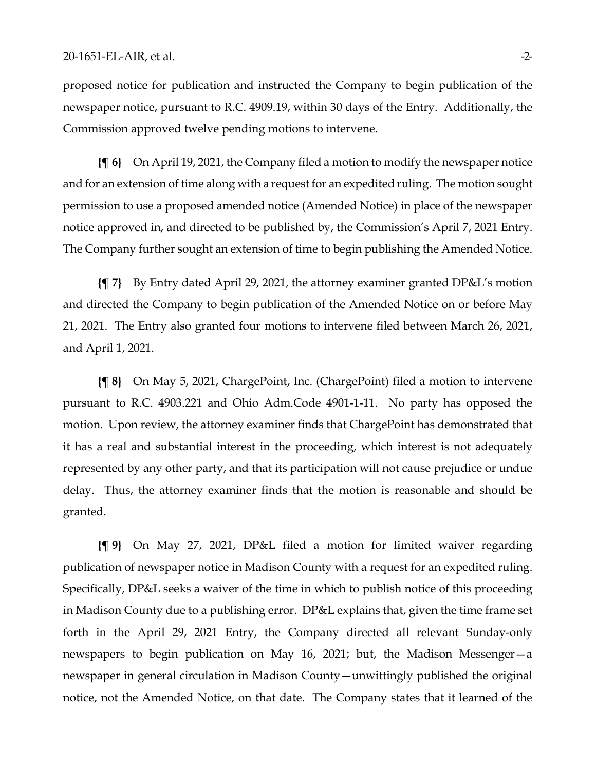proposed notice for publication and instructed the Company to begin publication of the newspaper notice, pursuant to R.C. 4909.19, within 30 days of the Entry. Additionally, the Commission approved twelve pending motions to intervene.

**{¶ 6}** On April 19, 2021, the Company filed a motion to modify the newspaper notice and for an extension of time along with a request for an expedited ruling. The motion sought permission to use a proposed amended notice (Amended Notice) in place of the newspaper notice approved in, and directed to be published by, the Commission's April 7, 2021 Entry. The Company further sought an extension of time to begin publishing the Amended Notice.

**{¶ 7}** By Entry dated April 29, 2021, the attorney examiner granted DP&L's motion and directed the Company to begin publication of the Amended Notice on or before May 21, 2021. The Entry also granted four motions to intervene filed between March 26, 2021, and April 1, 2021.

**{¶ 8}** On May 5, 2021, ChargePoint, Inc. (ChargePoint) filed a motion to intervene pursuant to R.C. 4903.221 and Ohio Adm.Code 4901-1-11. No party has opposed the motion. Upon review, the attorney examiner finds that ChargePoint has demonstrated that it has a real and substantial interest in the proceeding, which interest is not adequately represented by any other party, and that its participation will not cause prejudice or undue delay. Thus, the attorney examiner finds that the motion is reasonable and should be granted.

**{¶ 9}** On May 27, 2021, DP&L filed a motion for limited waiver regarding publication of newspaper notice in Madison County with a request for an expedited ruling. Specifically, DP&L seeks a waiver of the time in which to publish notice of this proceeding in Madison County due to a publishing error. DP&L explains that, given the time frame set forth in the April 29, 2021 Entry, the Company directed all relevant Sunday-only newspapers to begin publication on May 16, 2021; but, the Madison Messenger—a newspaper in general circulation in Madison County—unwittingly published the original notice, not the Amended Notice, on that date. The Company states that it learned of the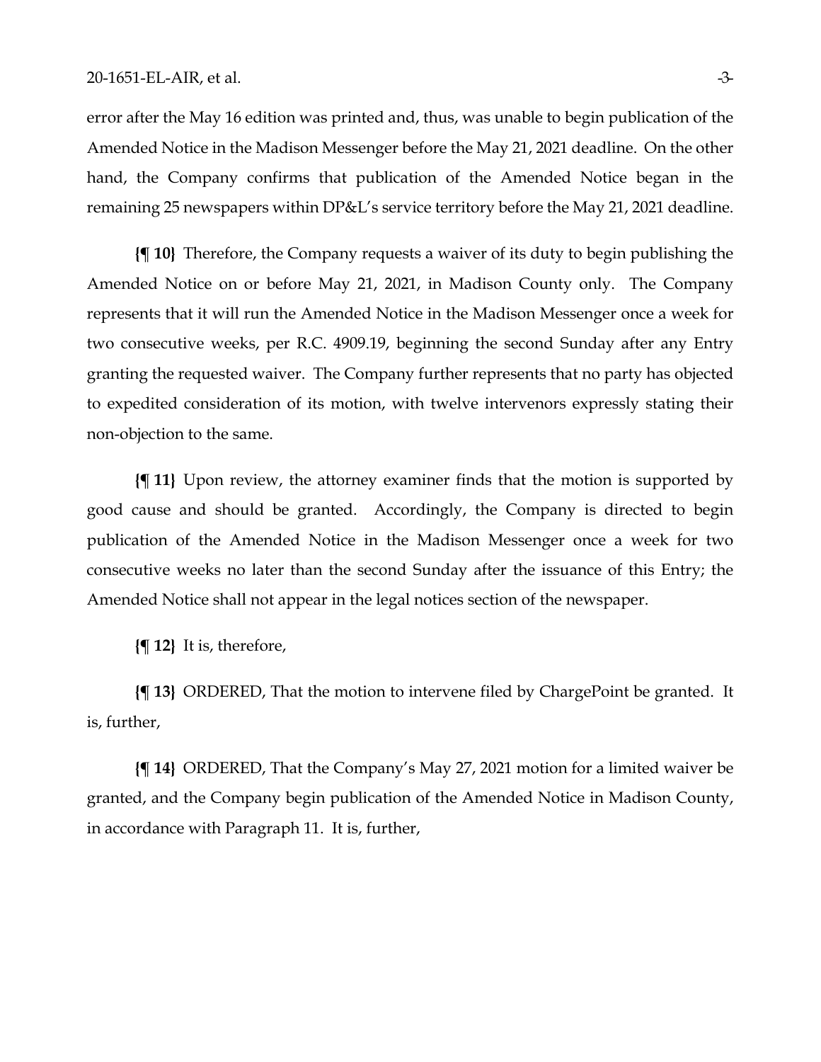error after the May 16 edition was printed and, thus, was unable to begin publication of the Amended Notice in the Madison Messenger before the May 21, 2021 deadline. On the other hand, the Company confirms that publication of the Amended Notice began in the remaining 25 newspapers within DP&L's service territory before the May 21, 2021 deadline.

**{¶ 10}** Therefore, the Company requests a waiver of its duty to begin publishing the Amended Notice on or before May 21, 2021, in Madison County only. The Company represents that it will run the Amended Notice in the Madison Messenger once a week for two consecutive weeks, per R.C. 4909.19, beginning the second Sunday after any Entry granting the requested waiver. The Company further represents that no party has objected to expedited consideration of its motion, with twelve intervenors expressly stating their non-objection to the same.

**{¶ 11}** Upon review, the attorney examiner finds that the motion is supported by good cause and should be granted. Accordingly, the Company is directed to begin publication of the Amended Notice in the Madison Messenger once a week for two consecutive weeks no later than the second Sunday after the issuance of this Entry; the Amended Notice shall not appear in the legal notices section of the newspaper.

**{¶ 12}** It is, therefore,

**{¶ 13}** ORDERED, That the motion to intervene filed by ChargePoint be granted. It is, further,

**{¶ 14}** ORDERED, That the Company's May 27, 2021 motion for a limited waiver be granted, and the Company begin publication of the Amended Notice in Madison County, in accordance with Paragraph 11. It is, further,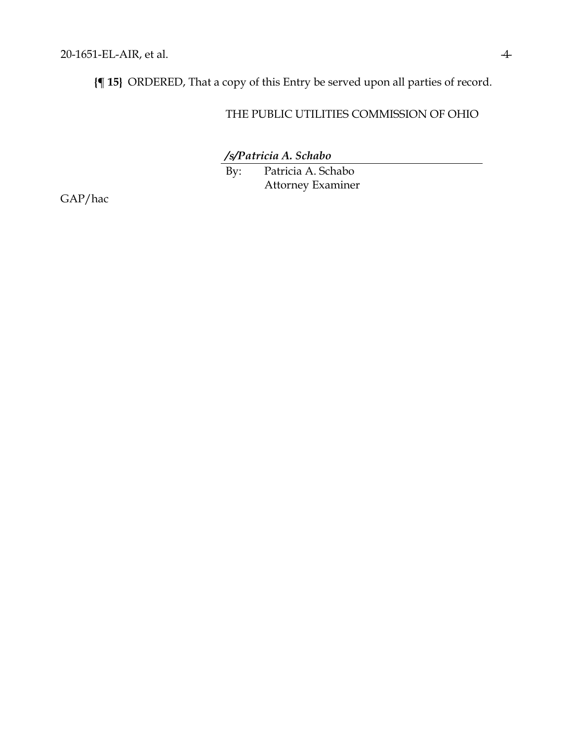**{¶ 15}** ORDERED, That a copy of this Entry be served upon all parties of record.

THE PUBLIC UTILITIES COMMISSION OF OHIO

***/s/Patricia A. Schabo***

By: Patricia A. Schabo
Attorney Examiner

GAP/hac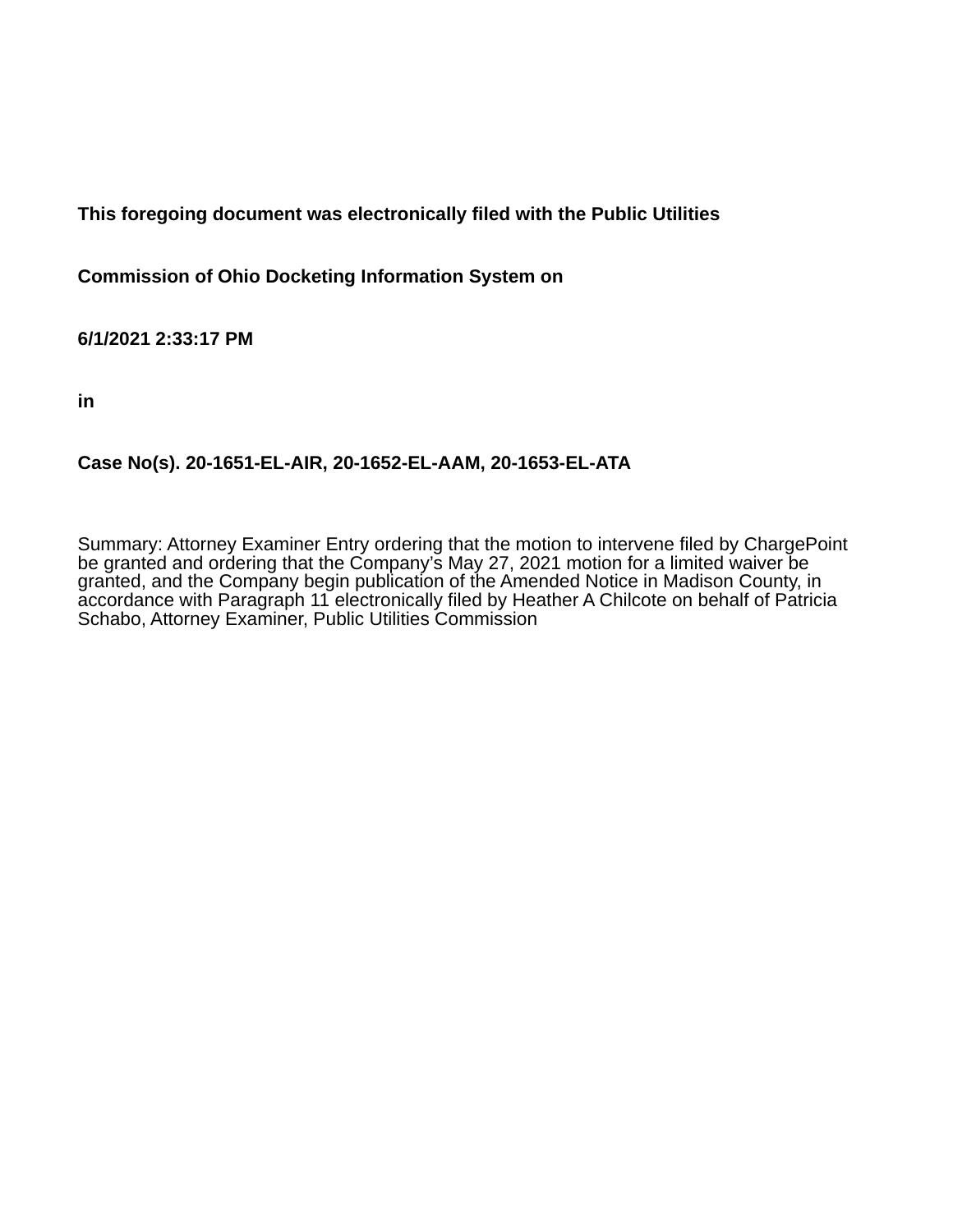**This foregoing document was electronically filed with the Public Utilities**

**Commission of Ohio Docketing Information System on**

**6/1/2021 2:33:17 PM**

**in**

**Case No(s). 20-1651-EL-AIR, 20-1652-EL-AAM, 20-1653-EL-ATA**

Summary: Attorney Examiner Entry ordering that the motion to intervene filed by ChargePoint be granted and ordering that the Company's May 27, 2021 motion for a limited waiver be granted, and the Company begin publication of the Amended Notice in Madison County, in accordance with Paragraph 11 electronically filed by Heather A Chilcote on behalf of Patricia Schabo, Attorney Examiner, Public Utilities Commission